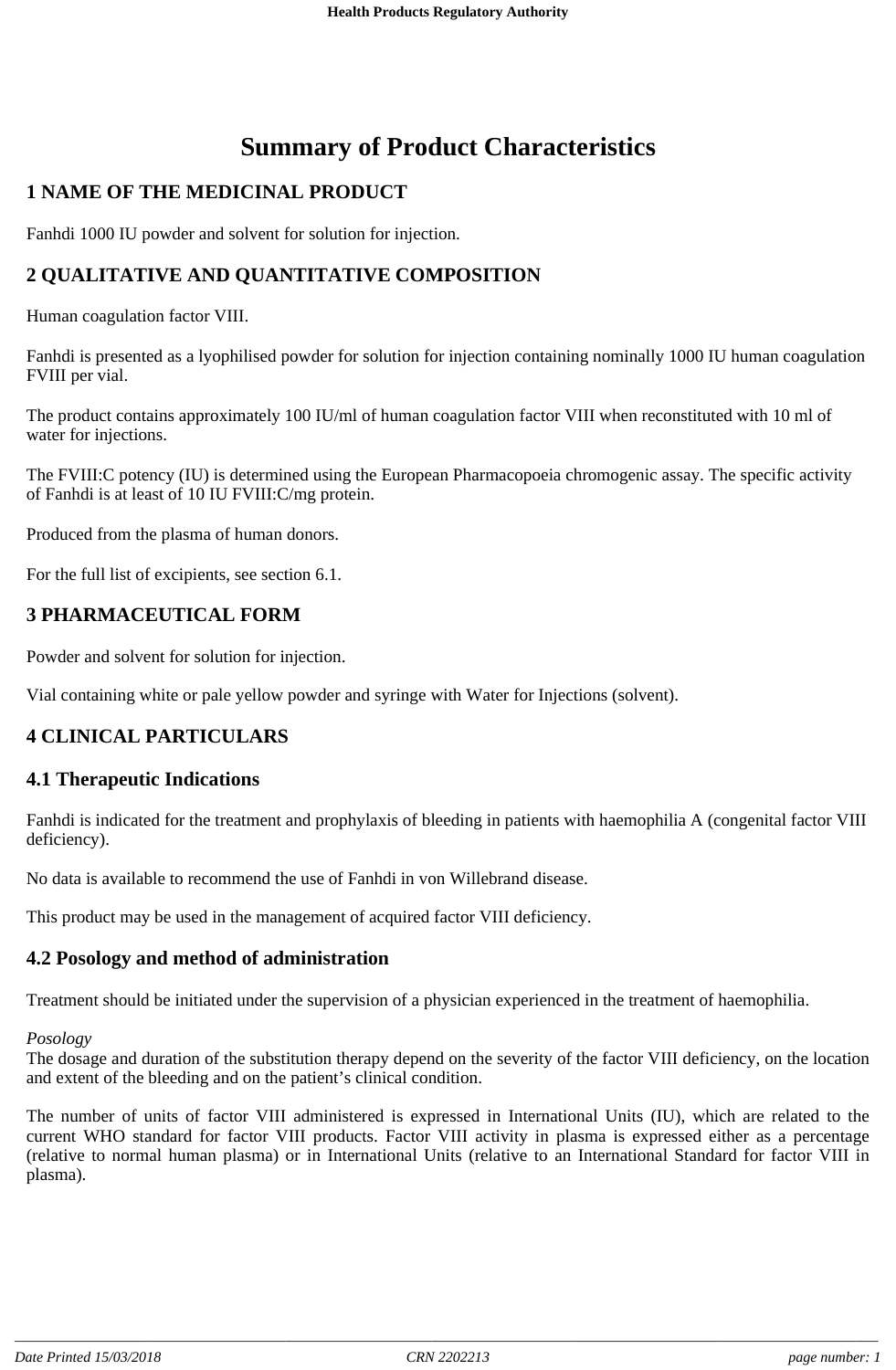# Summary of Product Characteristics

## 1 NAME OF THE MEDICINAL PRODUCT

Fanhdi 1000 IU powder and solvent for solution for injection.

## 2 QUALITATIVE AND QUANTITATIVE COMPOSITION

Human coagulation factor VIII.

Fanhdi is presented as a lyophilised powder for solution for injection containing nominally 1000 IU human coagulation FVIII per vial.

The product contains approximately 100 IU/ml of human coagulation factor VIII when reconstituted with 10 ml of water for injections.

The FVIII:C potency (IU) is determined using the European Pharmacopoeia chromogenic assay. The specific activity of Fanhdi is at least of 10 IU FVIII:C/mg protein.

Produced from the plasma of human donors.

For the full list of excipients, see section 6.1.

## 3 PHARMACEUTICAL FORM

Powder and solvent for solution for injection.

Vial containing white or pale yellow powder and syringe with Water for Injections (solvent).

## 4 CLINICAL PARTICULARS

### 4.1 Therapeutic Indications

Fanhdi is indicated for the treatment and prophylaxis of bleeding in patients with haemophilia A (congenital factor VIII deficiency).

No data is available to recommend the use of Fanhdi in von Willebrand disease.

This product may be used in the management of acquired factor VIII deficiency.

### 4.2 Posology and method of administration

Treatment should be initiated under the supervision of a physician experienced in the treatment of haemophilia.

*Posology*
The dosage and duration of the substitution therapy depend on the severity of the factor VIII deficiency, on the location and extent of the bleeding and on the patient's clinical condition.

The number of units of factor VIII administered is expressed in International Units (IU), which are related to the current WHO standard for factor VIII products. Factor VIII activity in plasma is expressed either as a percentage (relative to normal human plasma) or in International Units (relative to an International Standard for factor VIII in plasma).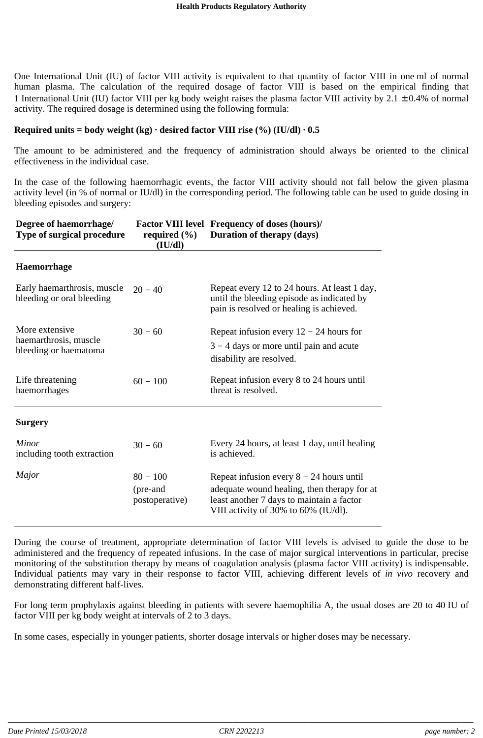One International Unit (IU) of factor VIII activity is equivalent to that quantity of factor VIII in one ml of normal human plasma. The calculation of the required dosage of factor VIII is based on the empirical finding that 1 International Unit (IU) factor VIII per kg body weight raises the plasma factor VIII activity by 2.1 ± 0.4% of normal activity. The required dosage is determined using the following formula:

**Required units = body weight (kg) · desired factor VIII rise (%) (IU/dl) · 0.5**

The amount to be administered and the frequency of administration should always be oriented to the clinical effectiveness in the individual case.

In the case of the following haemorrhagic events, the factor VIII activity should not fall below the given plasma activity level (in % of normal or IU/dl) in the corresponding period. The following table can be used to guide dosing in bleeding episodes and surgery:

| Degree of haemorrhage/ Type of surgical procedure | Factor VIII level required (%) (IU/dl) | Frequency of doses (hours)/ Duration of therapy (days) |
|---|---|---|
| **Haemorrhage** | | |
| Early haemarthrosis, muscle bleeding or oral bleeding | 20 – 40 | Repeat every 12 to 24 hours. At least 1 day, until the bleeding episode as indicated by pain is resolved or healing is achieved. |
| More extensive haemarthrosis, muscle bleeding or haematoma | 30 – 60 | Repeat infusion every 12 – 24 hours for 3 – 4 days or more until pain and acute disability are resolved. |
| Life threatening haemorrhages | 60 – 100 | Repeat infusion every 8 to 24 hours until threat is resolved. |
| **Surgery** | | |
| *Minor* including tooth extraction | 30 – 60 | Every 24 hours, at least 1 day, until healing is achieved. |
| *Major* | 80 – 100 (pre-and postoperative) | Repeat infusion every 8 – 24 hours until adequate wound healing, then therapy for at least another 7 days to maintain a factor VIII activity of 30% to 60% (IU/dl). |

During the course of treatment, appropriate determination of factor VIII levels is advised to guide the dose to be administered and the frequency of repeated infusions. In the case of major surgical interventions in particular, precise monitoring of the substitution therapy by means of coagulation analysis (plasma factor VIII activity) is indispensable. Individual patients may vary in their response to factor VIII, achieving different levels of *in vivo* recovery and demonstrating different half-lives.

For long term prophylaxis against bleeding in patients with severe haemophilia A, the usual doses are 20 to 40 IU of factor VIII per kg body weight at intervals of 2 to 3 days.

In some cases, especially in younger patients, shorter dosage intervals or higher doses may be necessary.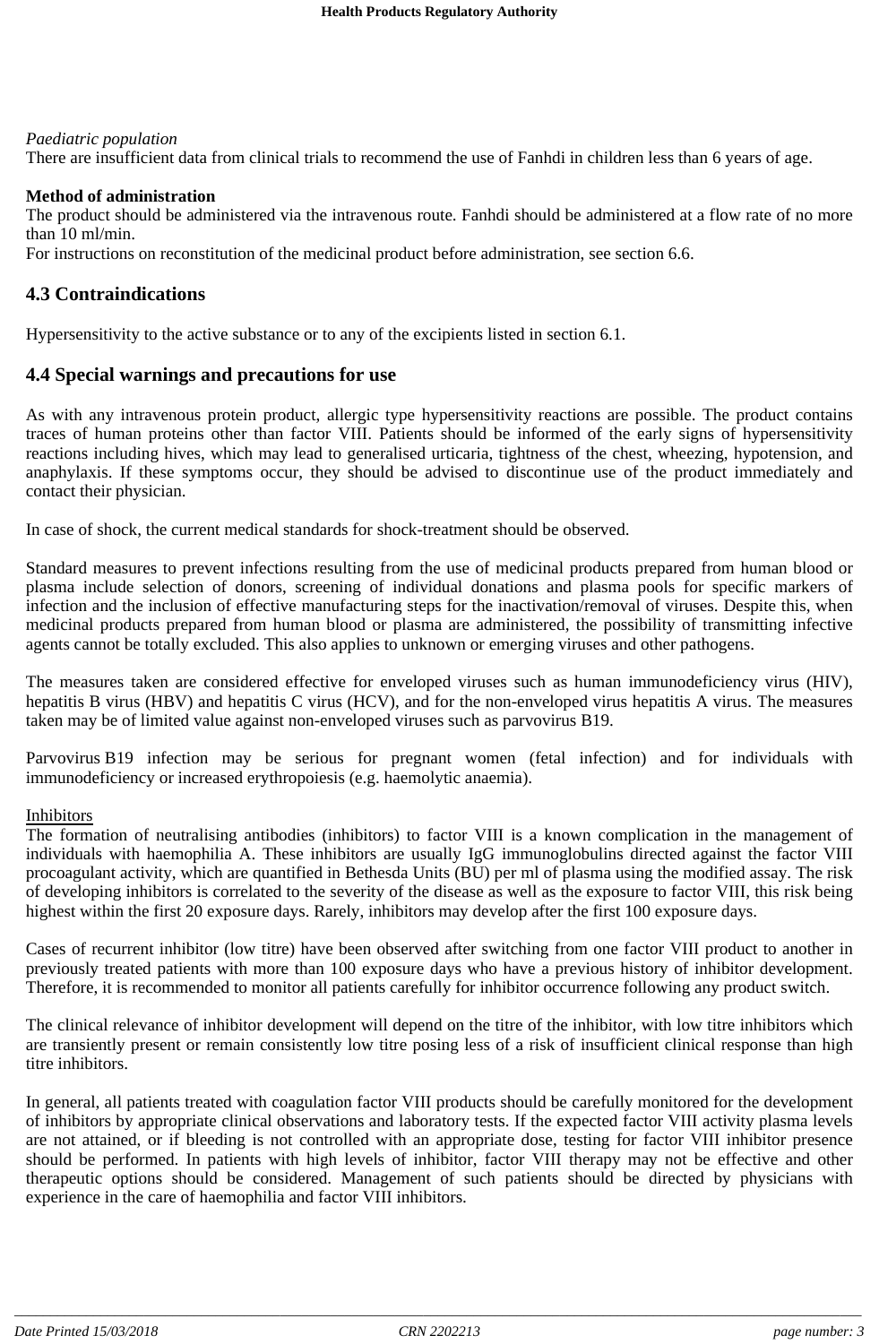*Paediatric population*
There are insufficient data from clinical trials to recommend the use of Fanhdi in children less than 6 years of age.

**Method of administration**
The product should be administered via the intravenous route. Fanhdi should be administered at a flow rate of no more than 10 ml/min.
For instructions on reconstitution of the medicinal product before administration, see section 6.6.

## 4.3 Contraindications

Hypersensitivity to the active substance or to any of the excipients listed in section 6.1.

## 4.4 Special warnings and precautions for use

As with any intravenous protein product, allergic type hypersensitivity reactions are possible. The product contains traces of human proteins other than factor VIII. Patients should be informed of the early signs of hypersensitivity reactions including hives, which may lead to generalised urticaria, tightness of the chest, wheezing, hypotension, and anaphylaxis. If these symptoms occur, they should be advised to discontinue use of the product immediately and contact their physician.

In case of shock, the current medical standards for shock-treatment should be observed.

Standard measures to prevent infections resulting from the use of medicinal products prepared from human blood or plasma include selection of donors, screening of individual donations and plasma pools for specific markers of infection and the inclusion of effective manufacturing steps for the inactivation/removal of viruses. Despite this, when medicinal products prepared from human blood or plasma are administered, the possibility of transmitting infective agents cannot be totally excluded. This also applies to unknown or emerging viruses and other pathogens.

The measures taken are considered effective for enveloped viruses such as human immunodeficiency virus (HIV), hepatitis B virus (HBV) and hepatitis C virus (HCV), and for the non-enveloped virus hepatitis A virus. The measures taken may be of limited value against non-enveloped viruses such as parvovirus B19.

Parvovirus B19 infection may be serious for pregnant women (fetal infection) and for individuals with immunodeficiency or increased erythropoiesis (e.g. haemolytic anaemia).

Inhibitors
The formation of neutralising antibodies (inhibitors) to factor VIII is a known complication in the management of individuals with haemophilia A. These inhibitors are usually IgG immunoglobulins directed against the factor VIII procoagulant activity, which are quantified in Bethesda Units (BU) per ml of plasma using the modified assay. The risk of developing inhibitors is correlated to the severity of the disease as well as the exposure to factor VIII, this risk being highest within the first 20 exposure days. Rarely, inhibitors may develop after the first 100 exposure days.

Cases of recurrent inhibitor (low titre) have been observed after switching from one factor VIII product to another in previously treated patients with more than 100 exposure days who have a previous history of inhibitor development. Therefore, it is recommended to monitor all patients carefully for inhibitor occurrence following any product switch.

The clinical relevance of inhibitor development will depend on the titre of the inhibitor, with low titre inhibitors which are transiently present or remain consistently low titre posing less of a risk of insufficient clinical response than high titre inhibitors.

In general, all patients treated with coagulation factor VIII products should be carefully monitored for the development of inhibitors by appropriate clinical observations and laboratory tests. If the expected factor VIII activity plasma levels are not attained, or if bleeding is not controlled with an appropriate dose, testing for factor VIII inhibitor presence should be performed. In patients with high levels of inhibitor, factor VIII therapy may not be effective and other therapeutic options should be considered. Management of such patients should be directed by physicians with experience in the care of haemophilia and factor VIII inhibitors.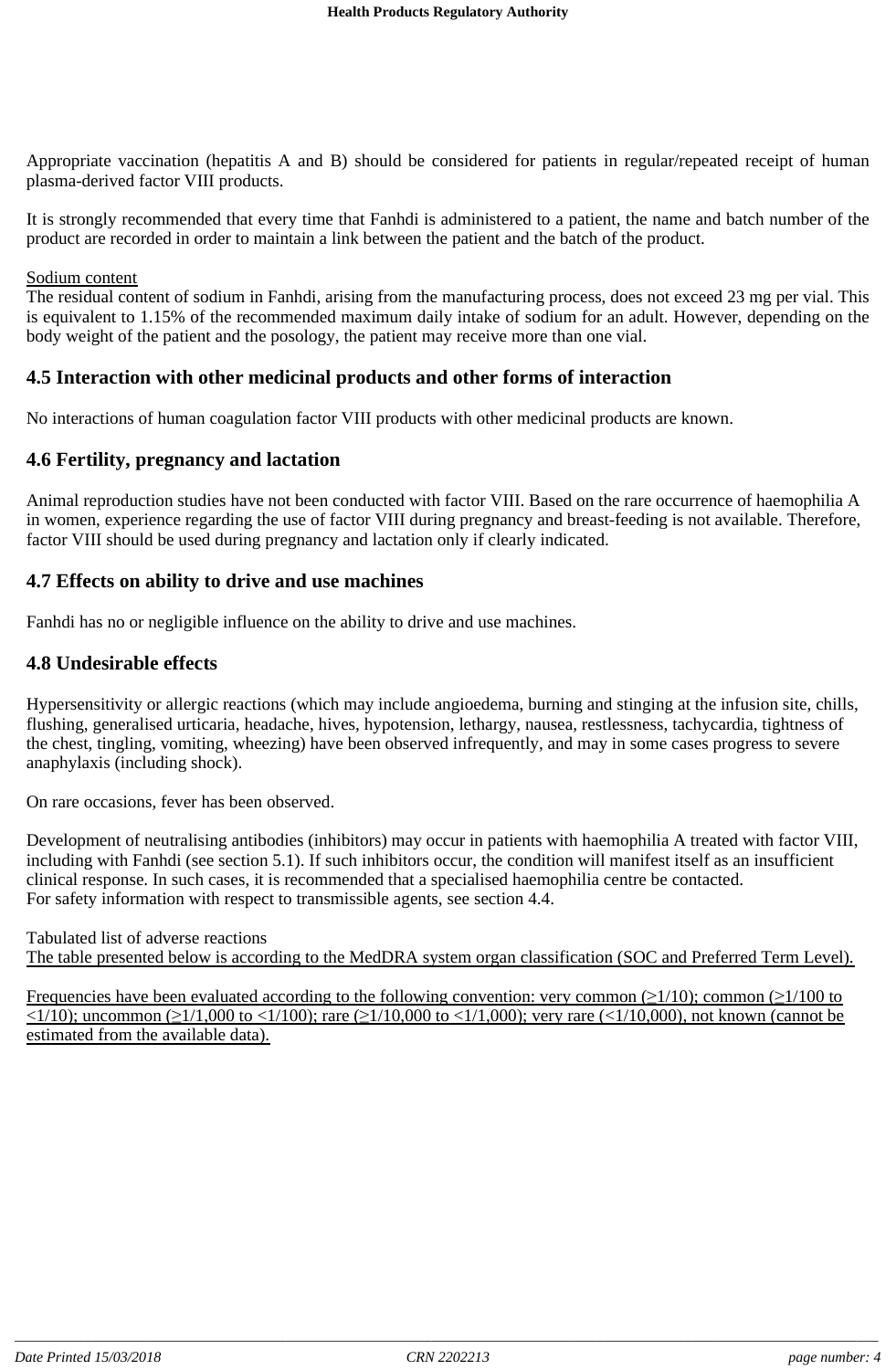Appropriate vaccination (hepatitis A and B) should be considered for patients in regular/repeated receipt of human plasma-derived factor VIII products.

It is strongly recommended that every time that Fanhdi is administered to a patient, the name and batch number of the product are recorded in order to maintain a link between the patient and the batch of the product.

Sodium content
The residual content of sodium in Fanhdi, arising from the manufacturing process, does not exceed 23 mg per vial. This is equivalent to 1.15% of the recommended maximum daily intake of sodium for an adult. However, depending on the body weight of the patient and the posology, the patient may receive more than one vial.

## 4.5 Interaction with other medicinal products and other forms of interaction

No interactions of human coagulation factor VIII products with other medicinal products are known.

## 4.6 Fertility, pregnancy and lactation

Animal reproduction studies have not been conducted with factor VIII. Based on the rare occurrence of haemophilia A in women, experience regarding the use of factor VIII during pregnancy and breast-feeding is not available. Therefore, factor VIII should be used during pregnancy and lactation only if clearly indicated.

## 4.7 Effects on ability to drive and use machines

Fanhdi has no or negligible influence on the ability to drive and use machines.

## 4.8 Undesirable effects

Hypersensitivity or allergic reactions (which may include angioedema, burning and stinging at the infusion site, chills, flushing, generalised urticaria, headache, hives, hypotension, lethargy, nausea, restlessness, tachycardia, tightness of the chest, tingling, vomiting, wheezing) have been observed infrequently, and may in some cases progress to severe anaphylaxis (including shock).

On rare occasions, fever has been observed.

Development of neutralising antibodies (inhibitors) may occur in patients with haemophilia A treated with factor VIII, including with Fanhdi (see section 5.1). If such inhibitors occur, the condition will manifest itself as an insufficient clinical response. In such cases, it is recommended that a specialised haemophilia centre be contacted.
For safety information with respect to transmissible agents, see section 4.4.

Tabulated list of adverse reactions
The table presented below is according to the MedDRA system organ classification (SOC and Preferred Term Level).

Frequencies have been evaluated according to the following convention: very common (≥1/10); common (≥1/100 to <1/10); uncommon (≥1/1,000 to <1/100); rare (≥1/10,000 to <1/1,000); very rare (<1/10,000), not known (cannot be estimated from the available data).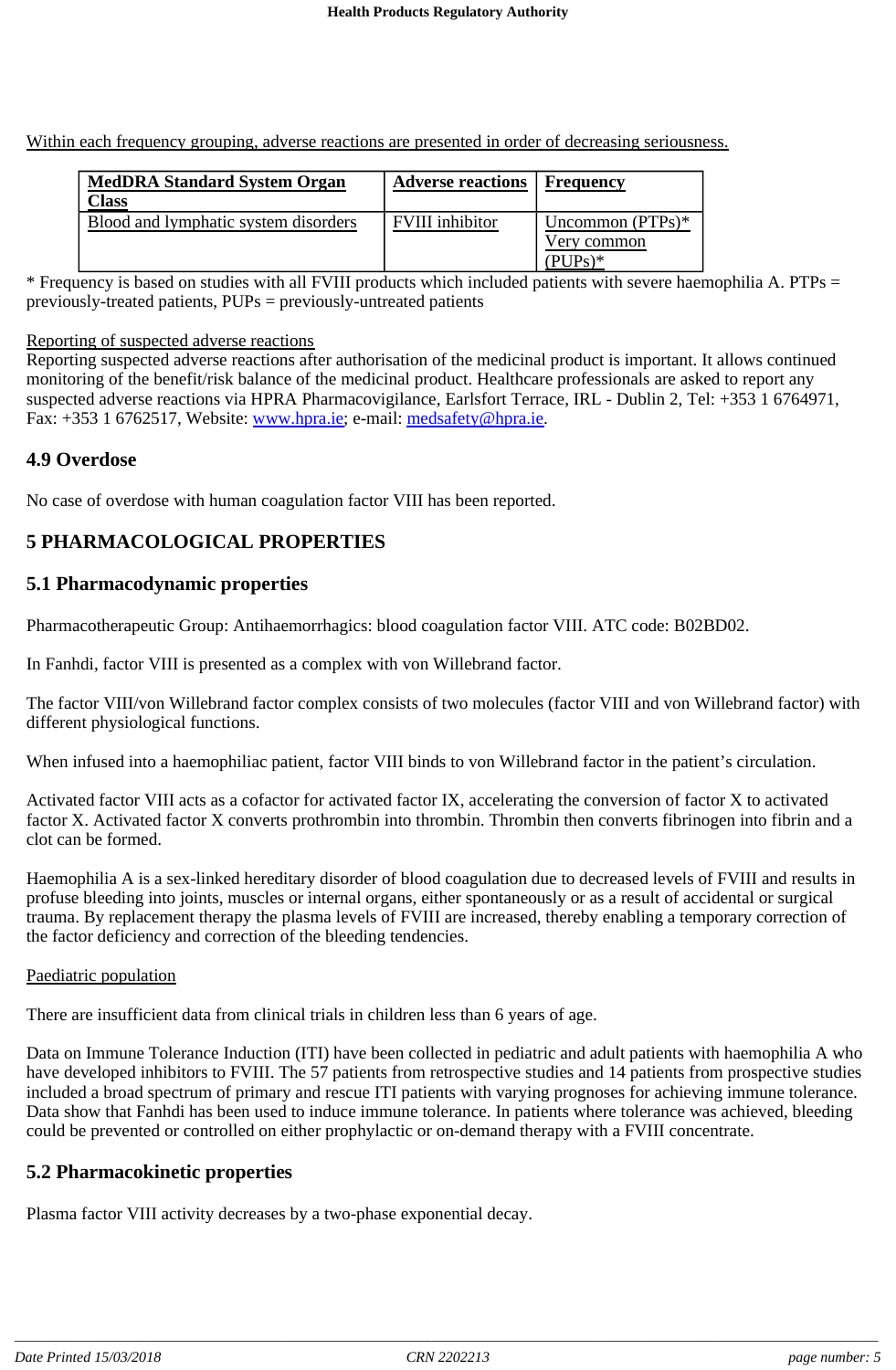Within each frequency grouping, adverse reactions are presented in order of decreasing seriousness.

| MedDRA Standard System Organ Class | Adverse reactions | Frequency |
| --- | --- | --- |
| Blood and lymphatic system disorders | FVIII inhibitor | Uncommon (PTPs)* Very common (PUPs)* |

* Frequency is based on studies with all FVIII products which included patients with severe haemophilia A. PTPs = previously-treated patients, PUPs = previously-untreated patients

Reporting of suspected adverse reactions

Reporting suspected adverse reactions after authorisation of the medicinal product is important. It allows continued monitoring of the benefit/risk balance of the medicinal product. Healthcare professionals are asked to report any suspected adverse reactions via HPRA Pharmacovigilance, Earlsfort Terrace, IRL - Dublin 2, Tel: +353 1 6764971, Fax: +353 1 6762517, Website: www.hpra.ie; e-mail: medsafety@hpra.ie.

## 4.9 Overdose

No case of overdose with human coagulation factor VIII has been reported.

# 5 PHARMACOLOGICAL PROPERTIES

## 5.1 Pharmacodynamic properties

Pharmacotherapeutic Group: Antihaemorrhagics: blood coagulation factor VIII. ATC code: B02BD02.

In Fanhdi, factor VIII is presented as a complex with von Willebrand factor.

The factor VIII/von Willebrand factor complex consists of two molecules (factor VIII and von Willebrand factor) with different physiological functions.

When infused into a haemophiliac patient, factor VIII binds to von Willebrand factor in the patient's circulation.

Activated factor VIII acts as a cofactor for activated factor IX, accelerating the conversion of factor X to activated factor X. Activated factor X converts prothrombin into thrombin. Thrombin then converts fibrinogen into fibrin and a clot can be formed.

Haemophilia A is a sex-linked hereditary disorder of blood coagulation due to decreased levels of FVIII and results in profuse bleeding into joints, muscles or internal organs, either spontaneously or as a result of accidental or surgical trauma. By replacement therapy the plasma levels of FVIII are increased, thereby enabling a temporary correction of the factor deficiency and correction of the bleeding tendencies.

Paediatric population

There are insufficient data from clinical trials in children less than 6 years of age.

Data on Immune Tolerance Induction (ITI) have been collected in pediatric and adult patients with haemophilia A who have developed inhibitors to FVIII. The 57 patients from retrospective studies and 14 patients from prospective studies included a broad spectrum of primary and rescue ITI patients with varying prognoses for achieving immune tolerance. Data show that Fanhdi has been used to induce immune tolerance. In patients where tolerance was achieved, bleeding could be prevented or controlled on either prophylactic or on-demand therapy with a FVIII concentrate.

## 5.2 Pharmacokinetic properties

Plasma factor VIII activity decreases by a two-phase exponential decay.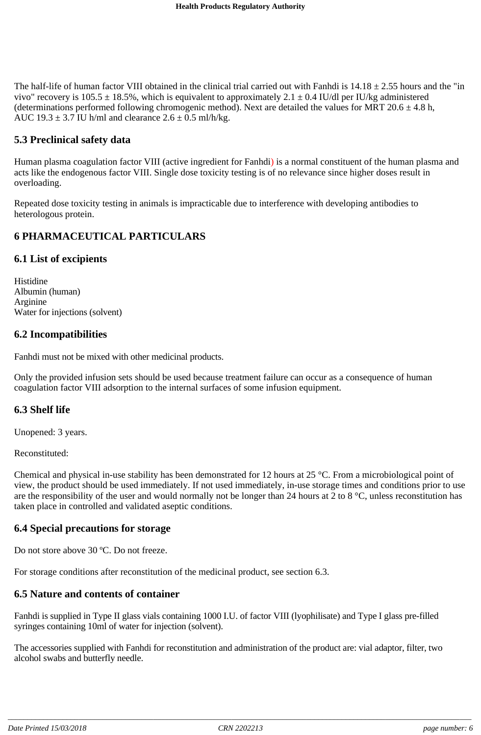The half-life of human factor VIII obtained in the clinical trial carried out with Fanhdi is 14.18 ± 2.55 hours and the "in vivo" recovery is 105.5 ± 18.5%, which is equivalent to approximately 2.1 ± 0.4 IU/dl per IU/kg administered (determinations performed following chromogenic method). Next are detailed the values for MRT 20.6 ± 4.8 h, AUC 19.3 ± 3.7 IU h/ml and clearance 2.6 ± 0.5 ml/h/kg.

## 5.3 Preclinical safety data

Human plasma coagulation factor VIII (active ingredient for Fanhdi) is a normal constituent of the human plasma and acts like the endogenous factor VIII. Single dose toxicity testing is of no relevance since higher doses result in overloading.

Repeated dose toxicity testing in animals is impracticable due to interference with developing antibodies to heterologous protein.

# 6 PHARMACEUTICAL PARTICULARS

## 6.1 List of excipients

Histidine
Albumin (human)
Arginine
Water for injections (solvent)

## 6.2 Incompatibilities

Fanhdi must not be mixed with other medicinal products.

Only the provided infusion sets should be used because treatment failure can occur as a consequence of human coagulation factor VIII adsorption to the internal surfaces of some infusion equipment.

## 6.3 Shelf life

Unopened: 3 years.

Reconstituted:

Chemical and physical in-use stability has been demonstrated for 12 hours at 25 °C. From a microbiological point of view, the product should be used immediately. If not used immediately, in-use storage times and conditions prior to use are the responsibility of the user and would normally not be longer than 24 hours at 2 to 8 °C, unless reconstitution has taken place in controlled and validated aseptic conditions.

## 6.4 Special precautions for storage

Do not store above 30 ºC. Do not freeze.

For storage conditions after reconstitution of the medicinal product, see section 6.3.

## 6.5 Nature and contents of container

Fanhdi is supplied in Type II glass vials containing 1000 I.U. of factor VIII (lyophilisate) and Type I glass pre-filled syringes containing 10ml of water for injection (solvent).

The accessories supplied with Fanhdi for reconstitution and administration of the product are: vial adaptor, filter, two alcohol swabs and butterfly needle.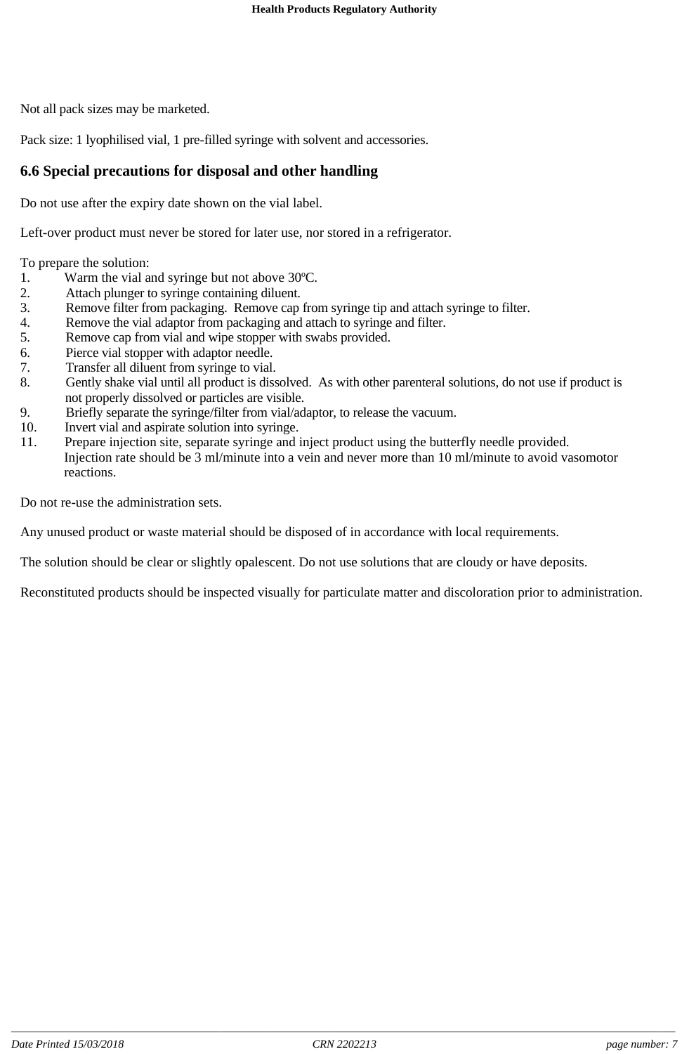Not all pack sizes may be marketed.

Pack size: 1 lyophilised vial, 1 pre-filled syringe with solvent and accessories.

## 6.6 Special precautions for disposal and other handling

Do not use after the expiry date shown on the vial label.

Left-over product must never be stored for later use, nor stored in a refrigerator.

To prepare the solution:

1. Warm the vial and syringe but not above 30ºC.
2. Attach plunger to syringe containing diluent.
3. Remove filter from packaging. Remove cap from syringe tip and attach syringe to filter.
4. Remove the vial adaptor from packaging and attach to syringe and filter.
5. Remove cap from vial and wipe stopper with swabs provided.
6. Pierce vial stopper with adaptor needle.
7. Transfer all diluent from syringe to vial.
8. Gently shake vial until all product is dissolved. As with other parenteral solutions, do not use if product is not properly dissolved or particles are visible.
9. Briefly separate the syringe/filter from vial/adaptor, to release the vacuum.
10. Invert vial and aspirate solution into syringe.
11. Prepare injection site, separate syringe and inject product using the butterfly needle provided. Injection rate should be 3 ml/minute into a vein and never more than 10 ml/minute to avoid vasomotor reactions.

Do not re-use the administration sets.

Any unused product or waste material should be disposed of in accordance with local requirements.

The solution should be clear or slightly opalescent. Do not use solutions that are cloudy or have deposits.

Reconstituted products should be inspected visually for particulate matter and discoloration prior to administration.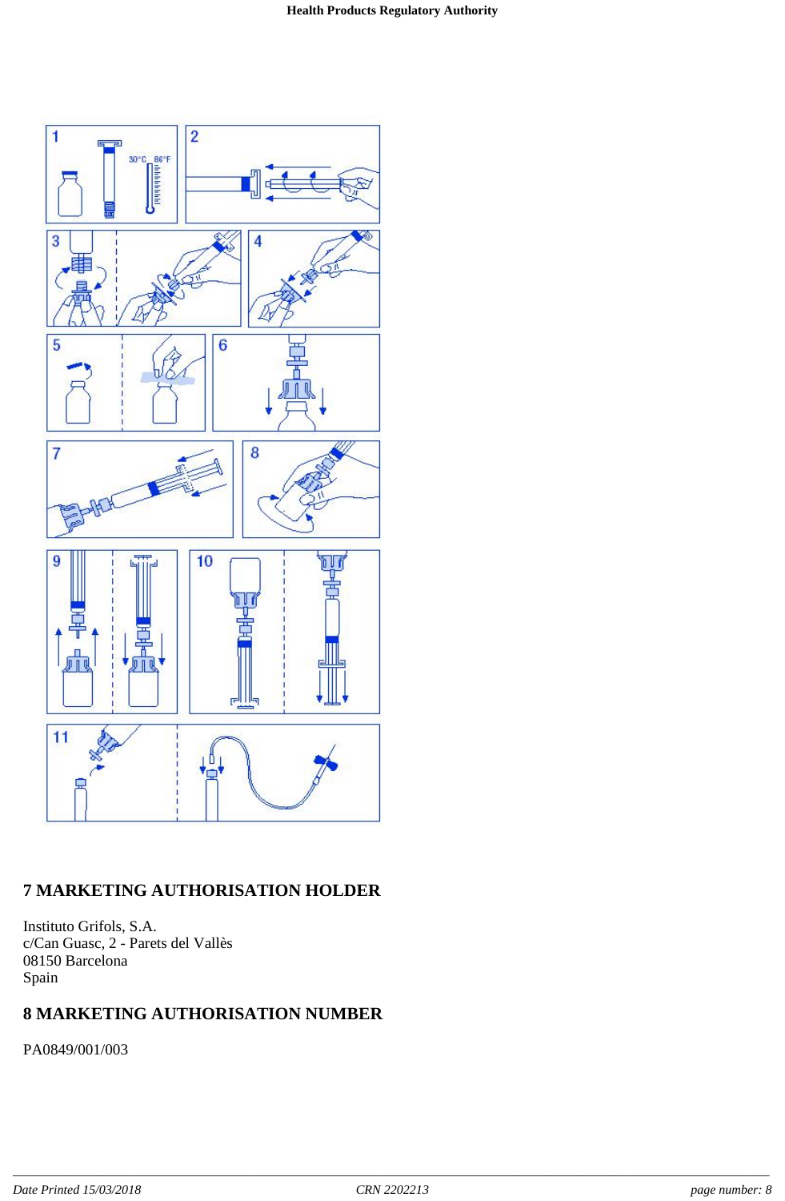## 7 MARKETING AUTHORISATION HOLDER

Instituto Grifols, S.A.
c/Can Guasc, 2 - Parets del Vallès
08150 Barcelona
Spain

## 8 MARKETING AUTHORISATION NUMBER

PA0849/001/003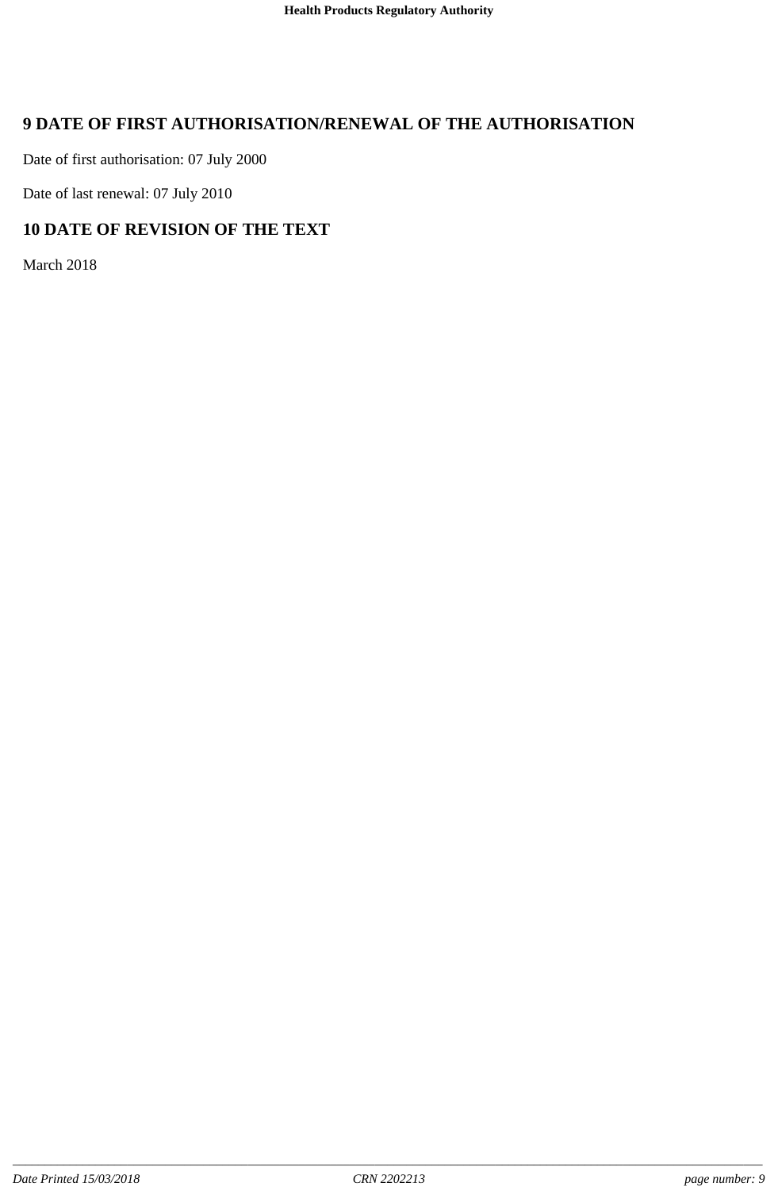## 9 DATE OF FIRST AUTHORISATION/RENEWAL OF THE AUTHORISATION

Date of first authorisation: 07 July 2000

Date of last renewal: 07 July 2010

## 10 DATE OF REVISION OF THE TEXT

March 2018